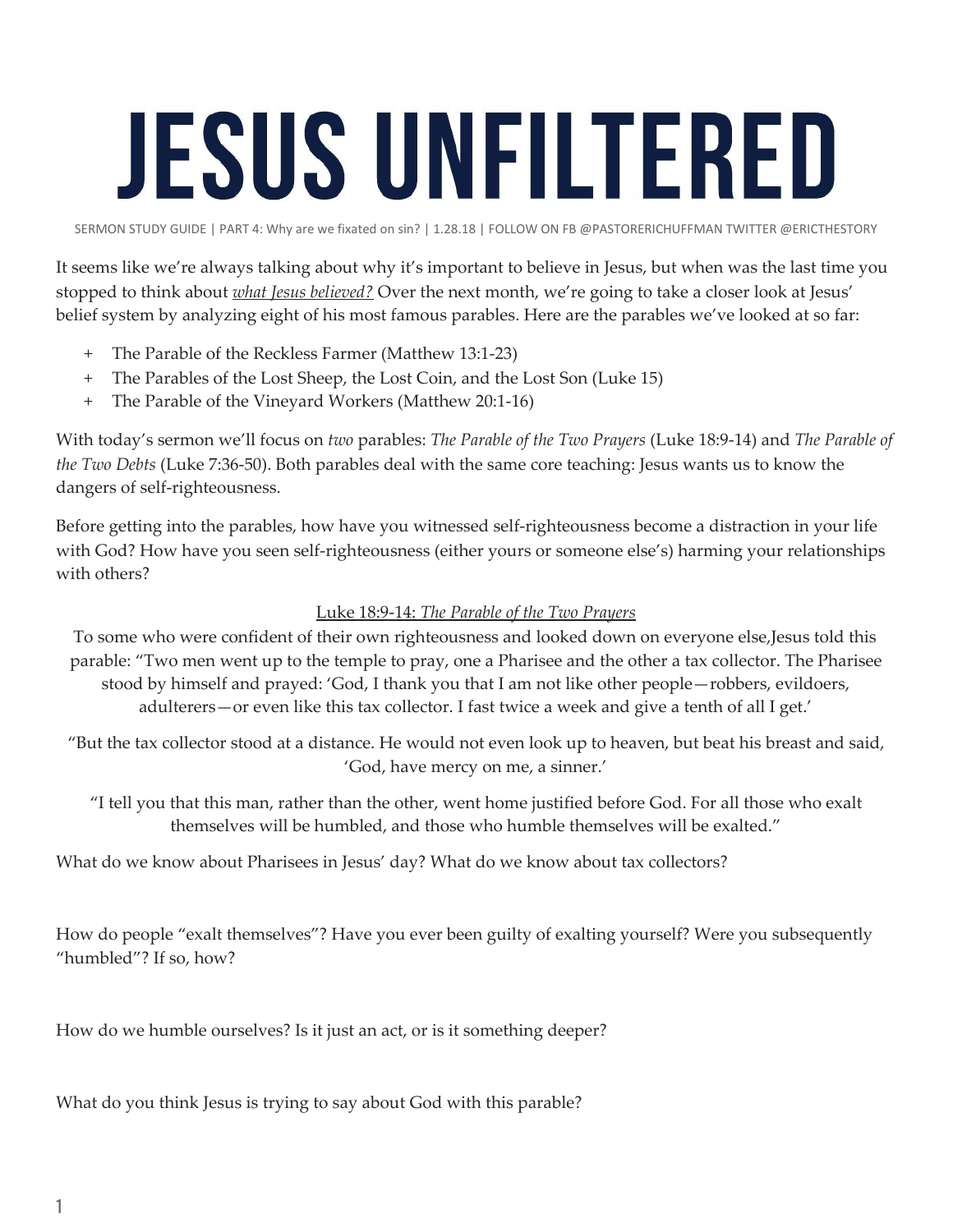# JESUS UNFILTERED

SERMON STUDY GUIDE | PART 4: Why are we fixated on sin? | 1.28.18 | FOLLOW ON FB @PASTORERICHUFFMAN TWITTER @ERICTHESTORY

It seems like we're always talking about why it's important to believe in Jesus, but when was the last time you stopped to think about *what Jesus believed?* Over the next month, we're going to take a closer look at Jesus' belief system by analyzing eight of his most famous parables. Here are the parables we've looked at so far:

+ The Parable of the Reckless Farmer (Matthew 13:1-23)
+ The Parables of the Lost Sheep, the Lost Coin, and the Lost Son (Luke 15)
+ The Parable of the Vineyard Workers (Matthew 20:1-16)

With today's sermon we'll focus on *two* parables: *The Parable of the Two Prayers* (Luke 18:9-14) and *The Parable of the Two Debts* (Luke 7:36-50). Both parables deal with the same core teaching: Jesus wants us to know the dangers of self-righteousness.

Before getting into the parables, how have you witnessed self-righteousness become a distraction in your life with God? How have you seen self-righteousness (either yours or someone else's) harming your relationships with others?

## Luke 18:9-14: *The Parable of the Two Prayers*

To some who were confident of their own righteousness and looked down on everyone else,Jesus told this parable: "Two men went up to the temple to pray, one a Pharisee and the other a tax collector. The Pharisee stood by himself and prayed: 'God, I thank you that I am not like other people—robbers, evildoers, adulterers—or even like this tax collector. I fast twice a week and give a tenth of all I get.'

"But the tax collector stood at a distance. He would not even look up to heaven, but beat his breast and said, 'God, have mercy on me, a sinner.'

"I tell you that this man, rather than the other, went home justified before God. For all those who exalt themselves will be humbled, and those who humble themselves will be exalted."

What do we know about Pharisees in Jesus' day? What do we know about tax collectors?

How do people "exalt themselves"? Have you ever been guilty of exalting yourself? Were you subsequently "humbled"? If so, how?

How do we humble ourselves? Is it just an act, or is it something deeper?

What do you think Jesus is trying to say about God with this parable?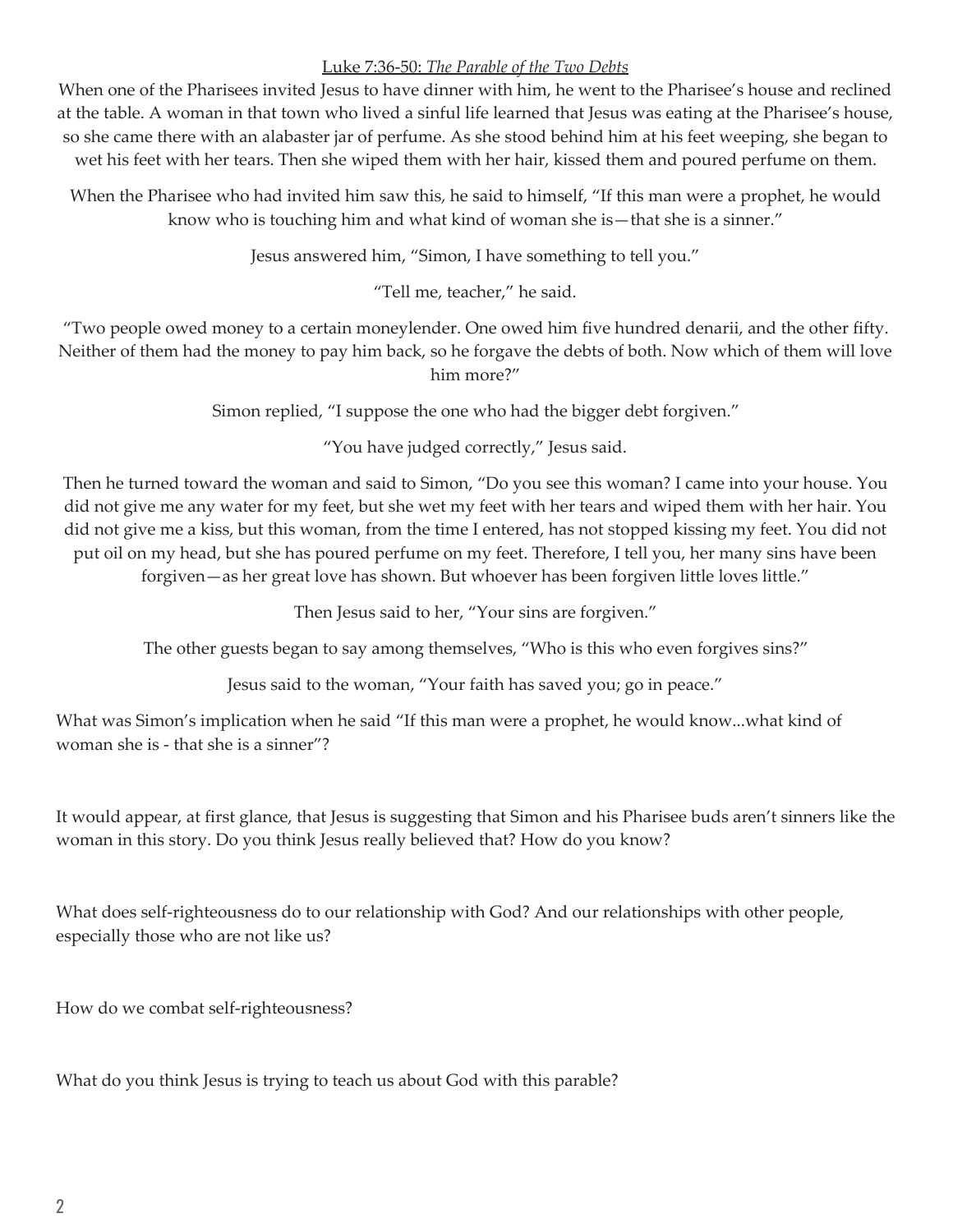Luke 7:36-50: *The Parable of the Two Debts*

When one of the Pharisees invited Jesus to have dinner with him, he went to the Pharisee's house and reclined at the table. A woman in that town who lived a sinful life learned that Jesus was eating at the Pharisee's house, so she came there with an alabaster jar of perfume. As she stood behind him at his feet weeping, she began to wet his feet with her tears. Then she wiped them with her hair, kissed them and poured perfume on them.

When the Pharisee who had invited him saw this, he said to himself, "If this man were a prophet, he would know who is touching him and what kind of woman she is—that she is a sinner."

Jesus answered him, "Simon, I have something to tell you."

"Tell me, teacher," he said.

"Two people owed money to a certain moneylender. One owed him five hundred denarii, and the other fifty. Neither of them had the money to pay him back, so he forgave the debts of both. Now which of them will love him more?"

Simon replied, "I suppose the one who had the bigger debt forgiven."

"You have judged correctly," Jesus said.

Then he turned toward the woman and said to Simon, "Do you see this woman? I came into your house. You did not give me any water for my feet, but she wet my feet with her tears and wiped them with her hair. You did not give me a kiss, but this woman, from the time I entered, has not stopped kissing my feet. You did not put oil on my head, but she has poured perfume on my feet. Therefore, I tell you, her many sins have been forgiven—as her great love has shown. But whoever has been forgiven little loves little."

Then Jesus said to her, "Your sins are forgiven."

The other guests began to say among themselves, "Who is this who even forgives sins?"

Jesus said to the woman, "Your faith has saved you; go in peace."

What was Simon's implication when he said "If this man were a prophet, he would know...what kind of woman she is - that she is a sinner"?

It would appear, at first glance, that Jesus is suggesting that Simon and his Pharisee buds aren't sinners like the woman in this story. Do you think Jesus really believed that? How do you know?

What does self-righteousness do to our relationship with God? And our relationships with other people, especially those who are not like us?

How do we combat self-righteousness?

What do you think Jesus is trying to teach us about God with this parable?